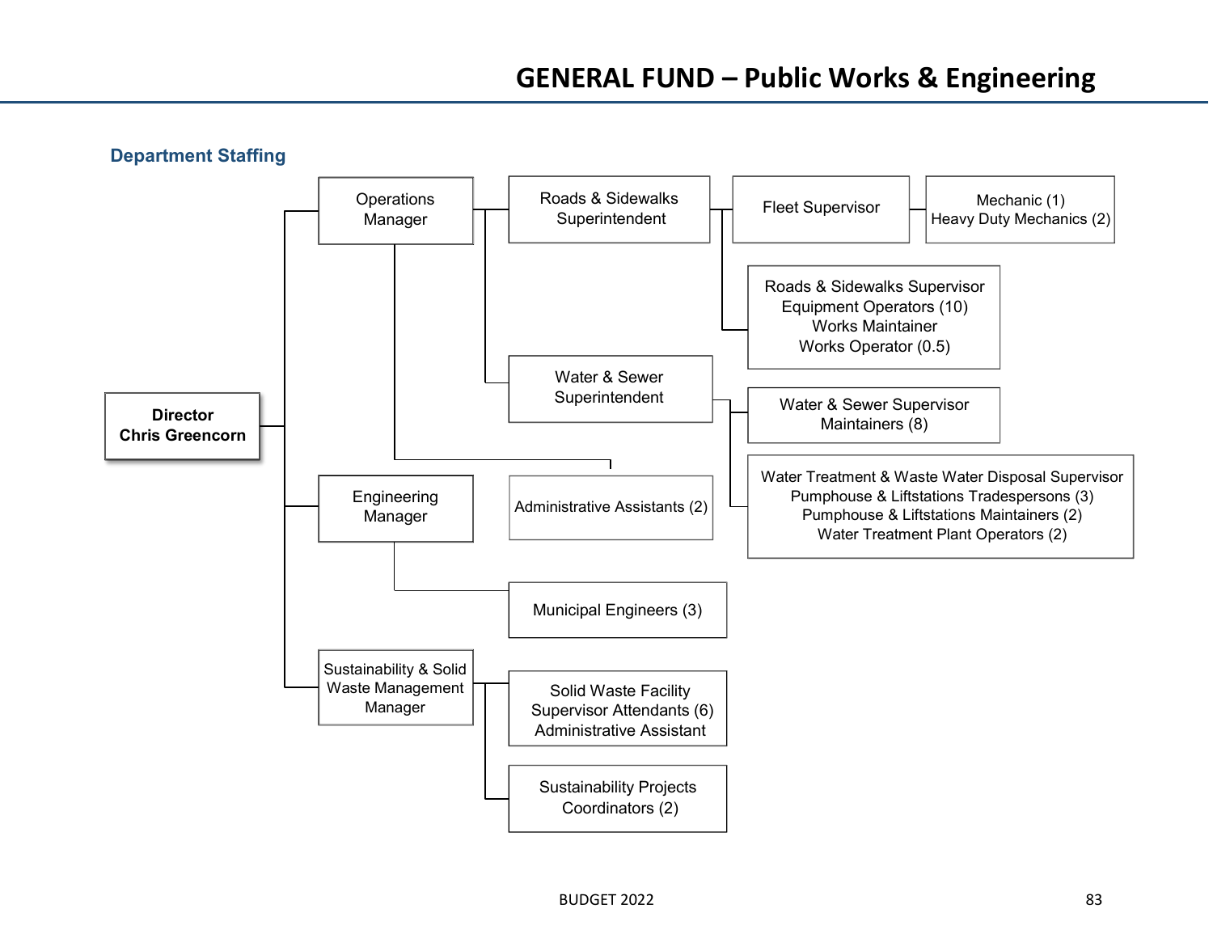# GENERAL FUND – Public Works & Engineering

## Department Staffing

- **Director**
  **Chris Greencorn**
  - Operations Manager
    - Roads & Sidewalks Superintendent
      - Fleet Supervisor
        - Mechanic (1)
          Heavy Duty Mechanics (2)
      - Roads & Sidewalks Supervisor
        Equipment Operators (10)
        Works Maintainer
        Works Operator (0.5)
    - Water & Sewer Superintendent
      - Water & Sewer Supervisor
        Maintainers (8)
      - Water Treatment & Waste Water Disposal Supervisor
        Pumphouse & Liftstations Tradespersons (3)
        Pumphouse & Liftstations Maintainers (2)
        Water Treatment Plant Operators (2)
    - Administrative Assistants (2)
  - Engineering Manager
    - Municipal Engineers (3)
  - Sustainability & Solid Waste Management Manager
    - Solid Waste Facility
      Supervisor Attendants (6)
      Administrative Assistant
    - Sustainability Projects
      Coordinators (2)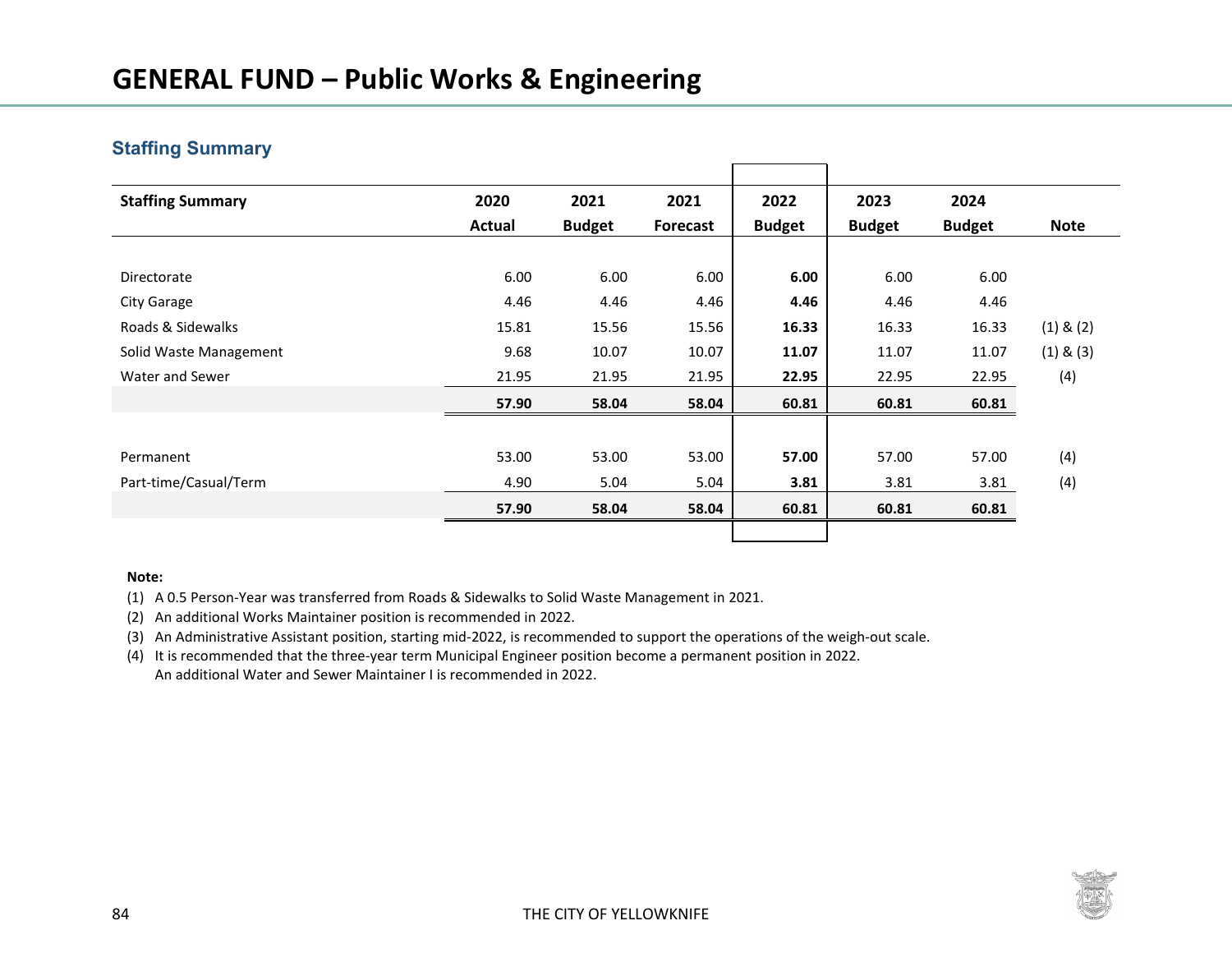# GENERAL FUND – Public Works & Engineering

## Staffing Summary

| Staffing Summary | 2020 Actual | 2021 Budget | 2021 Forecast | 2022 Budget | 2023 Budget | 2024 Budget | Note |
|---|---|---|---|---|---|---|---|
| Directorate | 6.00 | 6.00 | 6.00 | **6.00** | 6.00 | 6.00 | |
| City Garage | 4.46 | 4.46 | 4.46 | **4.46** | 4.46 | 4.46 | |
| Roads & Sidewalks | 15.81 | 15.56 | 15.56 | **16.33** | 16.33 | 16.33 | (1) & (2) |
| Solid Waste Management | 9.68 | 10.07 | 10.07 | **11.07** | 11.07 | 11.07 | (1) & (3) |
| Water and Sewer | 21.95 | 21.95 | 21.95 | **22.95** | 22.95 | 22.95 | (4) |
| | **57.90** | **58.04** | **58.04** | **60.81** | **60.81** | **60.81** | |
| | | | | | | | |
| Permanent | 53.00 | 53.00 | 53.00 | **57.00** | 57.00 | 57.00 | (4) |
| Part-time/Casual/Term | 4.90 | 5.04 | 5.04 | **3.81** | 3.81 | 3.81 | (4) |
| | **57.90** | **58.04** | **58.04** | **60.81** | **60.81** | **60.81** | |

**Note:**

(1) A 0.5 Person-Year was transferred from Roads & Sidewalks to Solid Waste Management in 2021.

(2) An additional Works Maintainer position is recommended in 2022.

(3) An Administrative Assistant position, starting mid-2022, is recommended to support the operations of the weigh-out scale.

(4) It is recommended that the three-year term Municipal Engineer position become a permanent position in 2022. An additional Water and Sewer Maintainer I is recommended in 2022.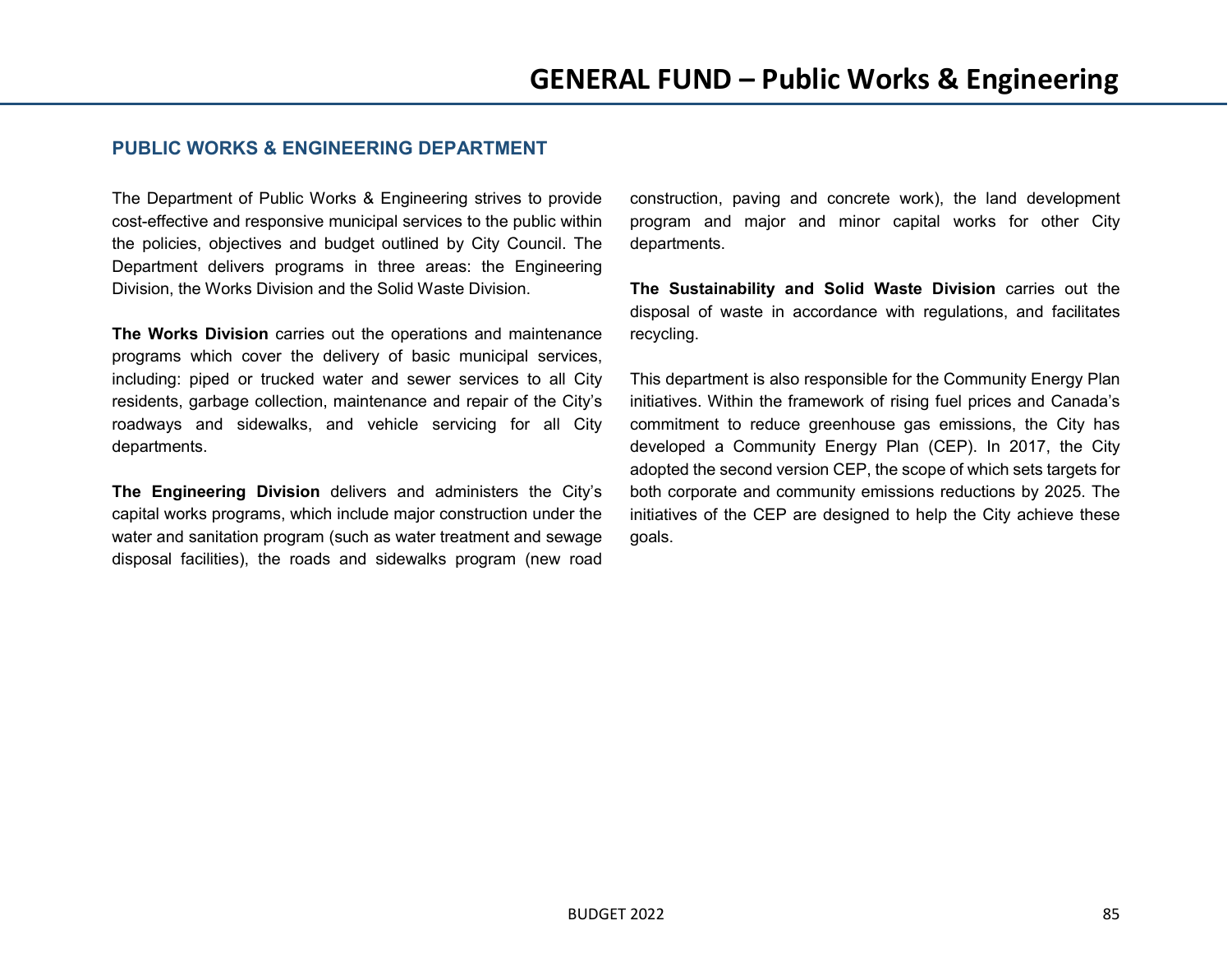# GENERAL FUND – Public Works & Engineering

## PUBLIC WORKS & ENGINEERING DEPARTMENT

The Department of Public Works & Engineering strives to provide cost-effective and responsive municipal services to the public within the policies, objectives and budget outlined by City Council. The Department delivers programs in three areas: the Engineering Division, the Works Division and the Solid Waste Division.

**The Works Division** carries out the operations and maintenance programs which cover the delivery of basic municipal services, including: piped or trucked water and sewer services to all City residents, garbage collection, maintenance and repair of the City's roadways and sidewalks, and vehicle servicing for all City departments.

**The Engineering Division** delivers and administers the City's capital works programs, which include major construction under the water and sanitation program (such as water treatment and sewage disposal facilities), the roads and sidewalks program (new road construction, paving and concrete work), the land development program and major and minor capital works for other City departments.

**The Sustainability and Solid Waste Division** carries out the disposal of waste in accordance with regulations, and facilitates recycling.

This department is also responsible for the Community Energy Plan initiatives. Within the framework of rising fuel prices and Canada's commitment to reduce greenhouse gas emissions, the City has developed a Community Energy Plan (CEP). In 2017, the City adopted the second version CEP, the scope of which sets targets for both corporate and community emissions reductions by 2025. The initiatives of the CEP are designed to help the City achieve these goals.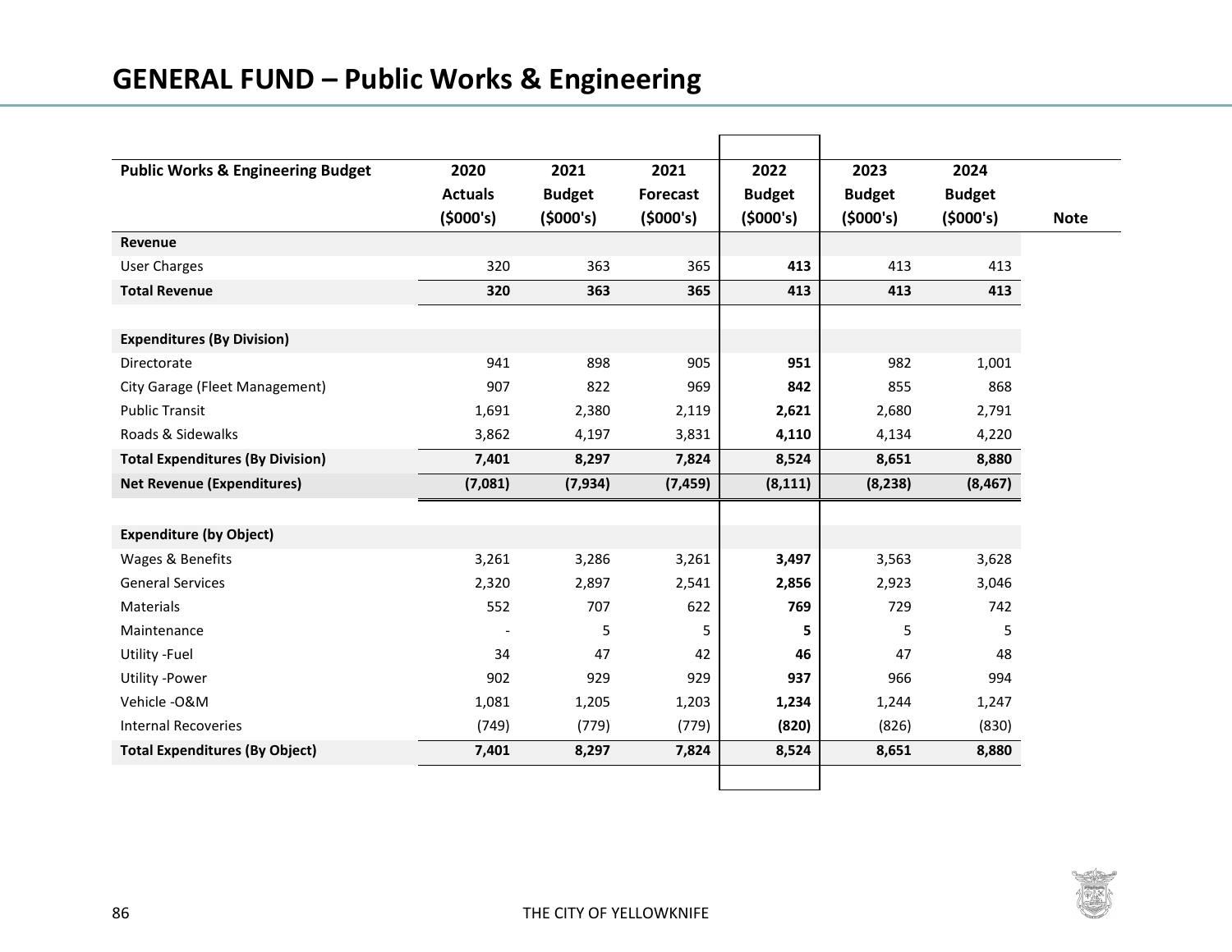# GENERAL FUND – Public Works & Engineering

| Public Works & Engineering Budget | 2020 Actuals ($000's) | 2021 Budget ($000's) | 2021 Forecast ($000's) | 2022 Budget ($000's) | 2023 Budget ($000's) | 2024 Budget ($000's) | Note |
|---|---|---|---|---|---|---|---|
| **Revenue** | | | | | | | |
| User Charges | 320 | 363 | 365 | **413** | 413 | 413 | |
| **Total Revenue** | **320** | **363** | **365** | **413** | **413** | **413** | |
| | | | | | | | |
| **Expenditures (By Division)** | | | | | | | |
| Directorate | 941 | 898 | 905 | **951** | 982 | 1,001 | |
| City Garage (Fleet Management) | 907 | 822 | 969 | **842** | 855 | 868 | |
| Public Transit | 1,691 | 2,380 | 2,119 | **2,621** | 2,680 | 2,791 | |
| Roads & Sidewalks | 3,862 | 4,197 | 3,831 | **4,110** | 4,134 | 4,220 | |
| **Total Expenditures (By Division)** | **7,401** | **8,297** | **7,824** | **8,524** | **8,651** | **8,880** | |
| **Net Revenue (Expenditures)** | **(7,081)** | **(7,934)** | **(7,459)** | **(8,111)** | **(8,238)** | **(8,467)** | |
| | | | | | | | |
| **Expenditure (by Object)** | | | | | | | |
| Wages & Benefits | 3,261 | 3,286 | 3,261 | **3,497** | 3,563 | 3,628 | |
| General Services | 2,320 | 2,897 | 2,541 | **2,856** | 2,923 | 3,046 | |
| Materials | 552 | 707 | 622 | **769** | 729 | 742 | |
| Maintenance | - | 5 | 5 | **5** | 5 | 5 | |
| Utility -Fuel | 34 | 47 | 42 | **46** | 47 | 48 | |
| Utility -Power | 902 | 929 | 929 | **937** | 966 | 994 | |
| Vehicle -O&M | 1,081 | 1,205 | 1,203 | **1,234** | 1,244 | 1,247 | |
| Internal Recoveries | (749) | (779) | (779) | **(820)** | (826) | (830) | |
| **Total Expenditures (By Object)** | **7,401** | **8,297** | **7,824** | **8,524** | **8,651** | **8,880** | |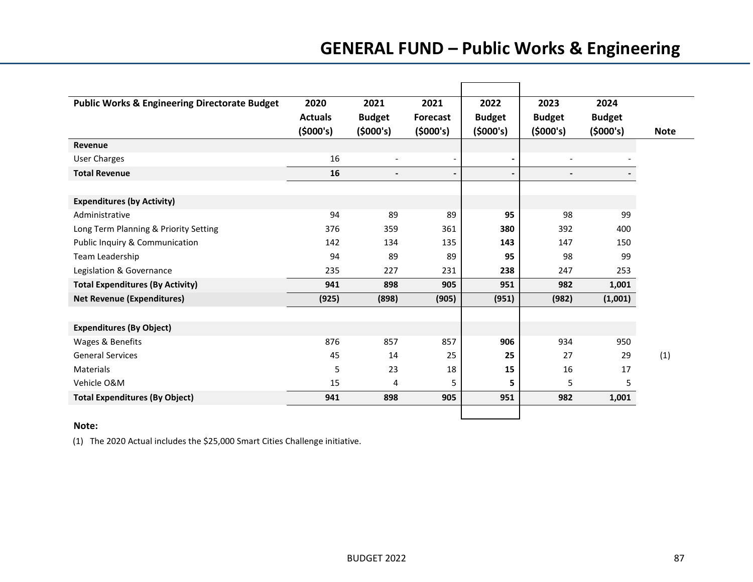# GENERAL FUND – Public Works & Engineering

| Public Works & Engineering Directorate Budget | 2020 Actuals ($000's) | 2021 Budget ($000's) | 2021 Forecast ($000's) | 2022 Budget ($000's) | 2023 Budget ($000's) | 2024 Budget ($000's) | Note |
|---|---|---|---|---|---|---|---|
| **Revenue** | | | | | | | |
| User Charges | 16 | - | - | **-** | - | - | |
| **Total Revenue** | **16** | **-** | **-** | **-** | **-** | **-** | |
| | | | | | | | |
| **Expenditures (by Activity)** | | | | | | | |
| Administrative | 94 | 89 | 89 | **95** | 98 | 99 | |
| Long Term Planning & Priority Setting | 376 | 359 | 361 | **380** | 392 | 400 | |
| Public Inquiry & Communication | 142 | 134 | 135 | **143** | 147 | 150 | |
| Team Leadership | 94 | 89 | 89 | **95** | 98 | 99 | |
| Legislation & Governance | 235 | 227 | 231 | **238** | 247 | 253 | |
| **Total Expenditures (By Activity)** | **941** | **898** | **905** | **951** | **982** | **1,001** | |
| **Net Revenue (Expenditures)** | **(925)** | **(898)** | **(905)** | **(951)** | **(982)** | **(1,001)** | |
| | | | | | | | |
| **Expenditures (By Object)** | | | | | | | |
| Wages & Benefits | 876 | 857 | 857 | **906** | 934 | 950 | |
| General Services | 45 | 14 | 25 | **25** | 27 | 29 | (1) |
| Materials | 5 | 23 | 18 | **15** | 16 | 17 | |
| Vehicle O&M | 15 | 4 | 5 | **5** | 5 | 5 | |
| **Total Expenditures (By Object)** | **941** | **898** | **905** | **951** | **982** | **1,001** | |

**Note:**

(1) The 2020 Actual includes the $25,000 Smart Cities Challenge initiative.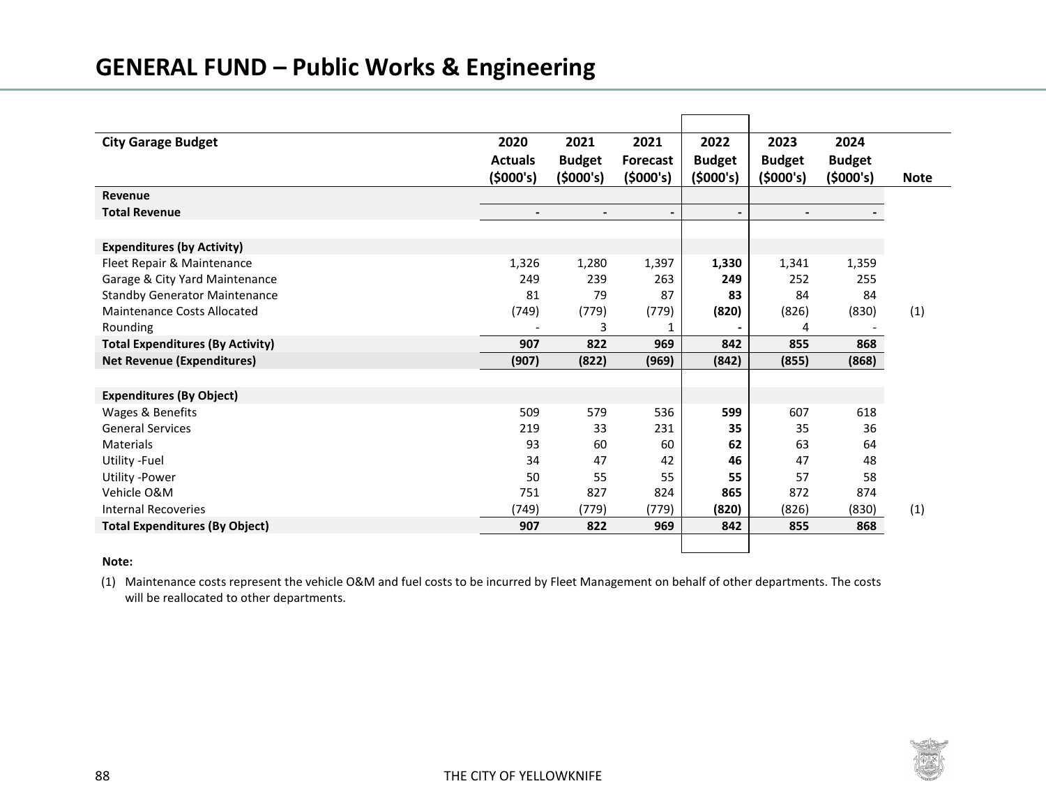# GENERAL FUND – Public Works & Engineering

| City Garage Budget | 2020 Actuals ($000's) | 2021 Budget ($000's) | 2021 Forecast ($000's) | 2022 Budget ($000's) | 2023 Budget ($000's) | 2024 Budget ($000's) | Note |
|---|---|---|---|---|---|---|---|
| **Revenue** | | | | | | | |
| **Total Revenue** | - | - | - | - | - | - | |
| | | | | | | | |
| **Expenditures (by Activity)** | | | | | | | |
| Fleet Repair & Maintenance | 1,326 | 1,280 | 1,397 | **1,330** | 1,341 | 1,359 | |
| Garage & City Yard Maintenance | 249 | 239 | 263 | **249** | 252 | 255 | |
| Standby Generator Maintenance | 81 | 79 | 87 | **83** | 84 | 84 | |
| Maintenance Costs Allocated | (749) | (779) | (779) | **(820)** | (826) | (830) | (1) |
| Rounding | - | 3 | 1 | **-** | 4 | - | |
| **Total Expenditures (By Activity)** | **907** | **822** | **969** | **842** | **855** | **868** | |
| **Net Revenue (Expenditures)** | **(907)** | **(822)** | **(969)** | **(842)** | **(855)** | **(868)** | |
| | | | | | | | |
| **Expenditures (By Object)** | | | | | | | |
| Wages & Benefits | 509 | 579 | 536 | **599** | 607 | 618 | |
| General Services | 219 | 33 | 231 | **35** | 35 | 36 | |
| Materials | 93 | 60 | 60 | **62** | 63 | 64 | |
| Utility -Fuel | 34 | 47 | 42 | **46** | 47 | 48 | |
| Utility -Power | 50 | 55 | 55 | **55** | 57 | 58 | |
| Vehicle O&M | 751 | 827 | 824 | **865** | 872 | 874 | |
| Internal Recoveries | (749) | (779) | (779) | **(820)** | (826) | (830) | (1) |
| **Total Expenditures (By Object)** | **907** | **822** | **969** | **842** | **855** | **868** | |

**Note:**

(1) Maintenance costs represent the vehicle O&M and fuel costs to be incurred by Fleet Management on behalf of other departments. The costs will be reallocated to other departments.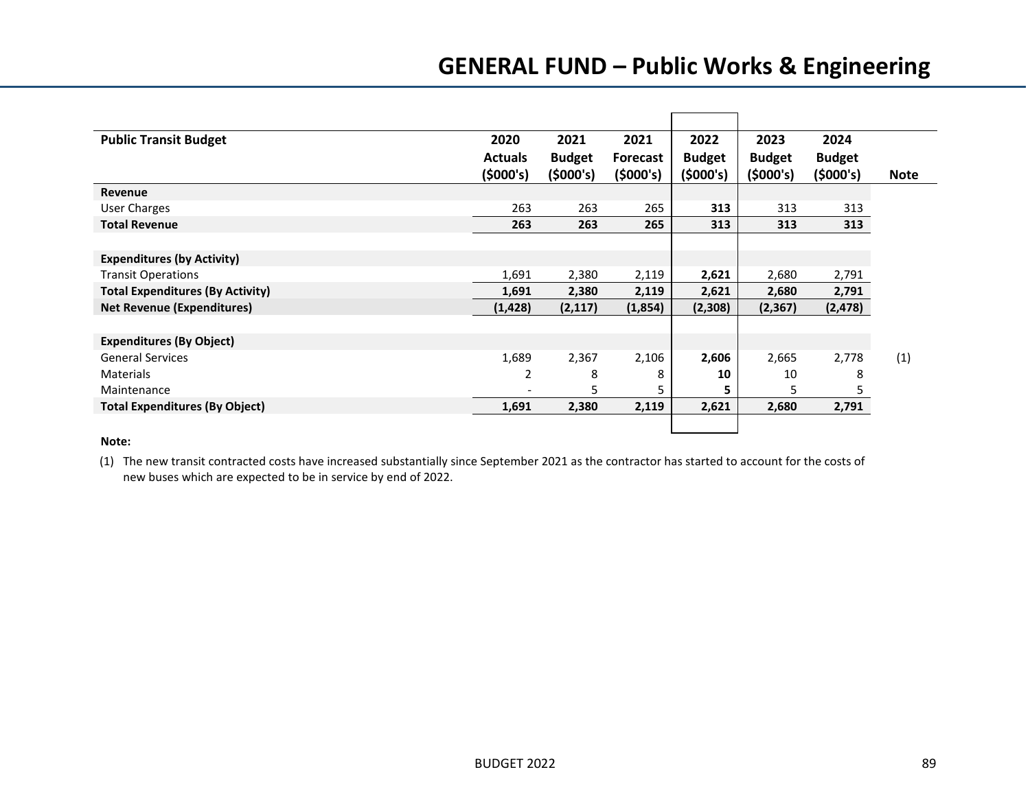# GENERAL FUND – Public Works & Engineering

| Public Transit Budget | 2020 Actuals ($000's) | 2021 Budget ($000's) | 2021 Forecast ($000's) | 2022 Budget ($000's) | 2023 Budget ($000's) | 2024 Budget ($000's) | Note |
|---|---|---|---|---|---|---|---|
| **Revenue** | | | | | | | |
| User Charges | 263 | 263 | 265 | **313** | 313 | 313 | |
| **Total Revenue** | **263** | **263** | **265** | **313** | **313** | **313** | |
| | | | | | | | |
| **Expenditures (by Activity)** | | | | | | | |
| Transit Operations | 1,691 | 2,380 | 2,119 | **2,621** | 2,680 | 2,791 | |
| **Total Expenditures (By Activity)** | **1,691** | **2,380** | **2,119** | **2,621** | **2,680** | **2,791** | |
| **Net Revenue (Expenditures)** | **(1,428)** | **(2,117)** | **(1,854)** | **(2,308)** | **(2,367)** | **(2,478)** | |
| | | | | | | | |
| **Expenditures (By Object)** | | | | | | | |
| General Services | 1,689 | 2,367 | 2,106 | **2,606** | 2,665 | 2,778 | (1) |
| Materials | 2 | 8 | 8 | **10** | 10 | 8 | |
| Maintenance | - | 5 | 5 | **5** | 5 | 5 | |
| **Total Expenditures (By Object)** | **1,691** | **2,380** | **2,119** | **2,621** | **2,680** | **2,791** | |

**Note:**

(1) The new transit contracted costs have increased substantially since September 2021 as the contractor has started to account for the costs of new buses which are expected to be in service by end of 2022.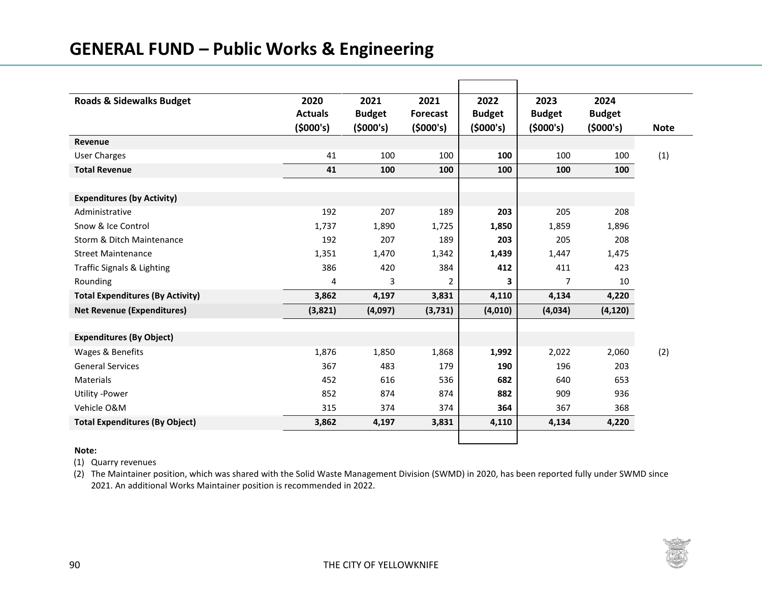# GENERAL FUND – Public Works & Engineering

| Roads & Sidewalks Budget | 2020 Actuals ($000's) | 2021 Budget ($000's) | 2021 Forecast ($000's) | 2022 Budget ($000's) | 2023 Budget ($000's) | 2024 Budget ($000's) | Note |
|---|---|---|---|---|---|---|---|
| **Revenue** | | | | | | | |
| User Charges | 41 | 100 | 100 | **100** | 100 | 100 | (1) |
| **Total Revenue** | **41** | **100** | **100** | **100** | **100** | **100** | |
| | | | | | | | |
| **Expenditures (by Activity)** | | | | | | | |
| Administrative | 192 | 207 | 189 | **203** | 205 | 208 | |
| Snow & Ice Control | 1,737 | 1,890 | 1,725 | **1,850** | 1,859 | 1,896 | |
| Storm & Ditch Maintenance | 192 | 207 | 189 | **203** | 205 | 208 | |
| Street Maintenance | 1,351 | 1,470 | 1,342 | **1,439** | 1,447 | 1,475 | |
| Traffic Signals & Lighting | 386 | 420 | 384 | **412** | 411 | 423 | |
| Rounding | 4 | 3 | 2 | **3** | 7 | 10 | |
| **Total Expenditures (By Activity)** | **3,862** | **4,197** | **3,831** | **4,110** | **4,134** | **4,220** | |
| **Net Revenue (Expenditures)** | **(3,821)** | **(4,097)** | **(3,731)** | **(4,010)** | **(4,034)** | **(4,120)** | |
| | | | | | | | |
| **Expenditures (By Object)** | | | | | | | |
| Wages & Benefits | 1,876 | 1,850 | 1,868 | **1,992** | 2,022 | 2,060 | (2) |
| General Services | 367 | 483 | 179 | **190** | 196 | 203 | |
| Materials | 452 | 616 | 536 | **682** | 640 | 653 | |
| Utility -Power | 852 | 874 | 874 | **882** | 909 | 936 | |
| Vehicle O&M | 315 | 374 | 374 | **364** | 367 | 368 | |
| **Total Expenditures (By Object)** | **3,862** | **4,197** | **3,831** | **4,110** | **4,134** | **4,220** | |

**Note:**

(1) Quarry revenues

(2) The Maintainer position, which was shared with the Solid Waste Management Division (SWMD) in 2020, has been reported fully under SWMD since 2021. An additional Works Maintainer position is recommended in 2022.